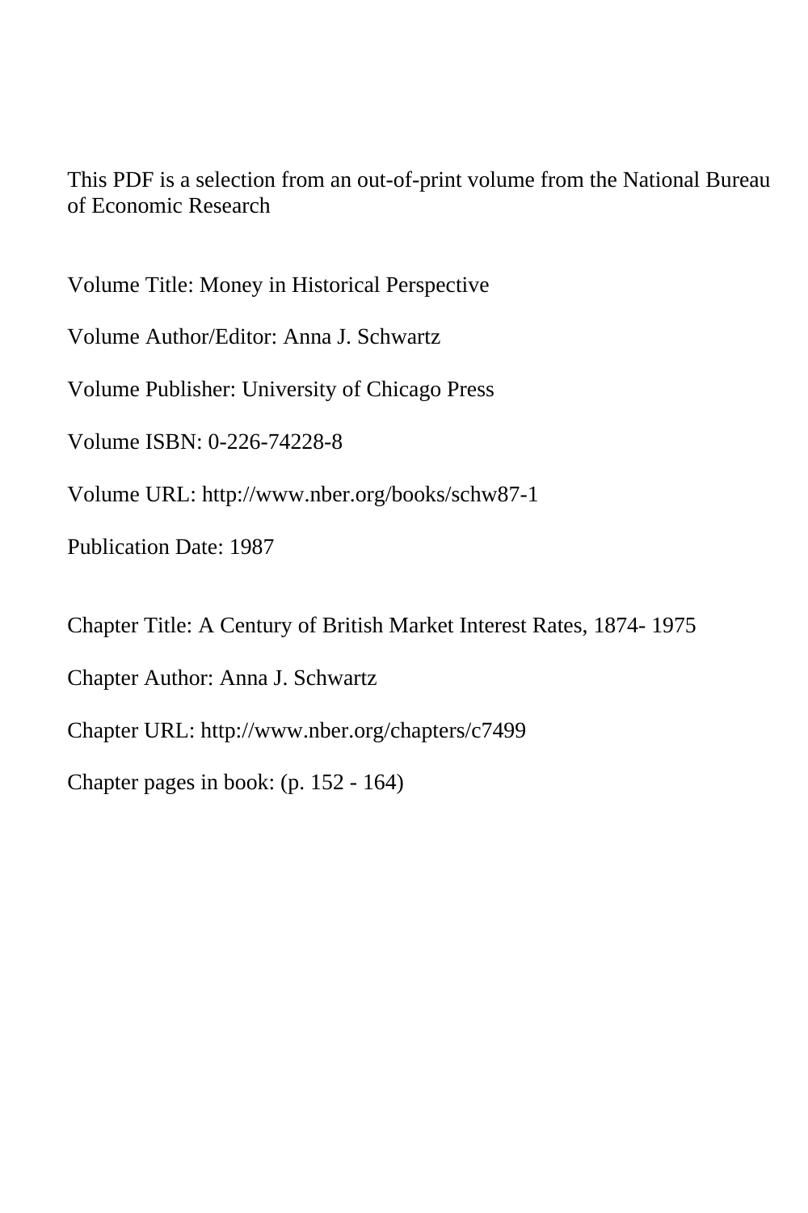This PDF is a selection from an out-of-print volume from the National Bureau of Economic Research

Volume Title: Money in Historical Perspective

Volume Author/Editor: Anna J. Schwartz

Volume Publisher: University of Chicago Press

Volume ISBN: 0-226-74228-8

Volume URL: http://www.nber.org/books/schw87-1

Publication Date: 1987

Chapter Title: A Century of British Market Interest Rates, 1874- 1975

Chapter Author: Anna J. Schwartz

Chapter URL: http://www.nber.org/chapters/c7499

Chapter pages in book: (p. 152 - 164)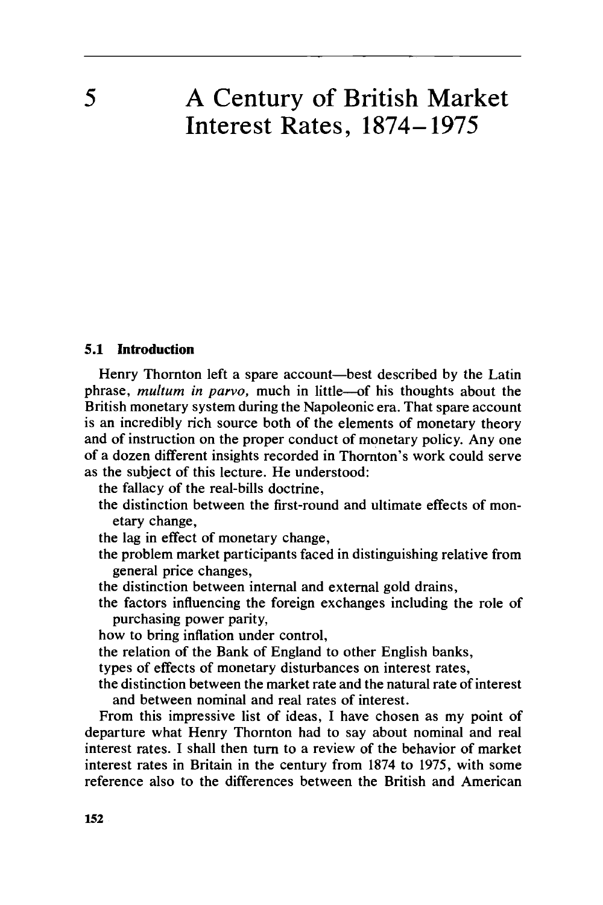# 5 A Century of British Market Interest Rates, 1874–1975

## 5.1 Introduction

Henry Thornton left a spare account—best described by the Latin phrase, *multum in parvo,* much in little—of his thoughts about the British monetary system during the Napoleonic era. That spare account is an incredibly rich source both of the elements of monetary theory and of instruction on the proper conduct of monetary policy. Any one of a dozen different insights recorded in Thornton's work could serve as the subject of this lecture. He understood:

- the fallacy of the real-bills doctrine,
- the distinction between the first-round and ultimate effects of monetary change,
- the lag in effect of monetary change,
- the problem market participants faced in distinguishing relative from general price changes,
- the distinction between internal and external gold drains,
- the factors influencing the foreign exchanges including the role of purchasing power parity,
- how to bring inflation under control,
- the relation of the Bank of England to other English banks,
- types of effects of monetary disturbances on interest rates,
- the distinction between the market rate and the natural rate of interest and between nominal and real rates of interest.

From this impressive list of ideas, I have chosen as my point of departure what Henry Thornton had to say about nominal and real interest rates. I shall then turn to a review of the behavior of market interest rates in Britain in the century from 1874 to 1975, with some reference also to the differences between the British and American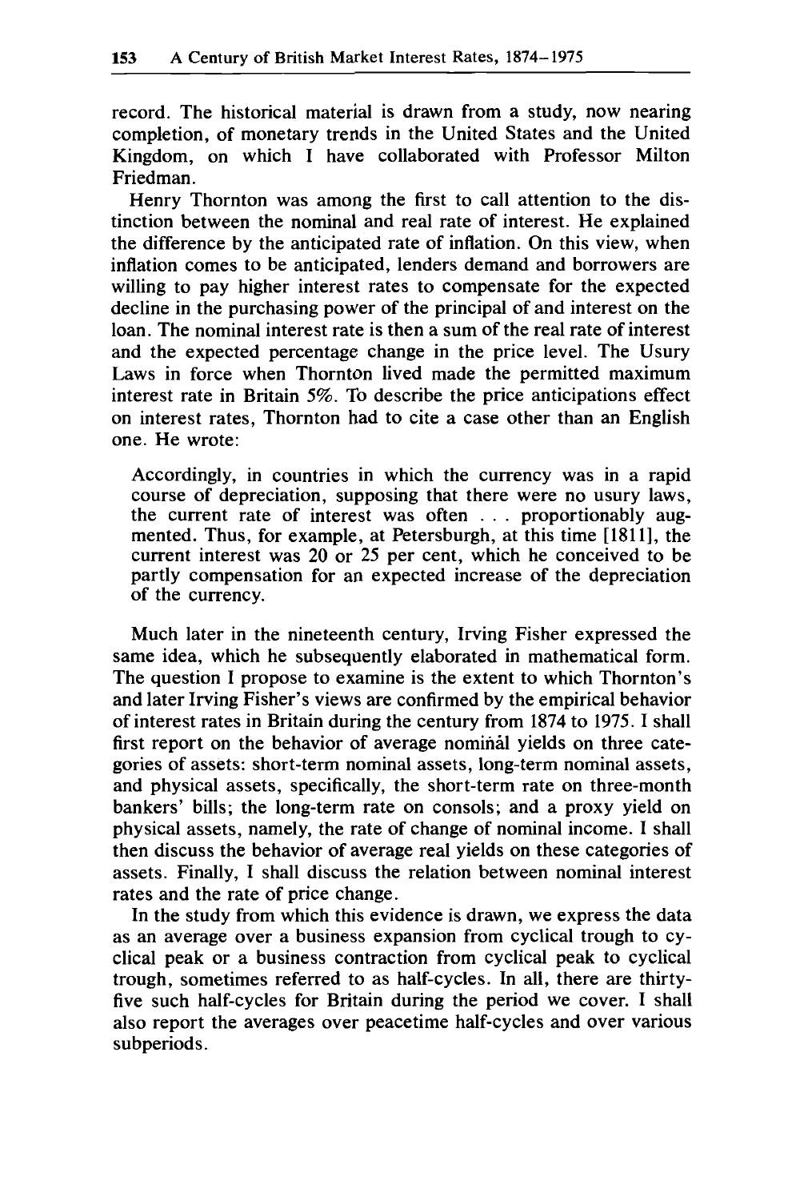record. The historical material is drawn from a study, now nearing completion, of monetary trends in the United States and the United Kingdom, on which I have collaborated with Professor Milton Friedman.

Henry Thornton was among the first to call attention to the distinction between the nominal and real rate of interest. He explained the difference by the anticipated rate of inflation. On this view, when inflation comes to be anticipated, lenders demand and borrowers are willing to pay higher interest rates to compensate for the expected decline in the purchasing power of the principal of and interest on the loan. The nominal interest rate is then a sum of the real rate of interest and the expected percentage change in the price level. The Usury Laws in force when Thornton lived made the permitted maximum interest rate in Britain 5%. To describe the price anticipations effect on interest rates, Thornton had to cite a case other than an English one. He wrote:

> Accordingly, in countries in which the currency was in a rapid course of depreciation, supposing that there were no usury laws, the current rate of interest was often . . . proportionably augmented. Thus, for example, at Petersburgh, at this time [1811], the current interest was 20 or 25 per cent, which he conceived to be partly compensation for an expected increase of the depreciation of the currency.

Much later in the nineteenth century, Irving Fisher expressed the same idea, which he subsequently elaborated in mathematical form. The question I propose to examine is the extent to which Thornton's and later Irving Fisher's views are confirmed by the empirical behavior of interest rates in Britain during the century from 1874 to 1975. I shall first report on the behavior of average nominal yields on three categories of assets: short-term nominal assets, long-term nominal assets, and physical assets, specifically, the short-term rate on three-month bankers' bills; the long-term rate on consols; and a proxy yield on physical assets, namely, the rate of change of nominal income. I shall then discuss the behavior of average real yields on these categories of assets. Finally, I shall discuss the relation between nominal interest rates and the rate of price change.

In the study from which this evidence is drawn, we express the data as an average over a business expansion from cyclical trough to cyclical peak or a business contraction from cyclical peak to cyclical trough, sometimes referred to as half-cycles. In all, there are thirty-five such half-cycles for Britain during the period we cover. I shall also report the averages over peacetime half-cycles and over various subperiods.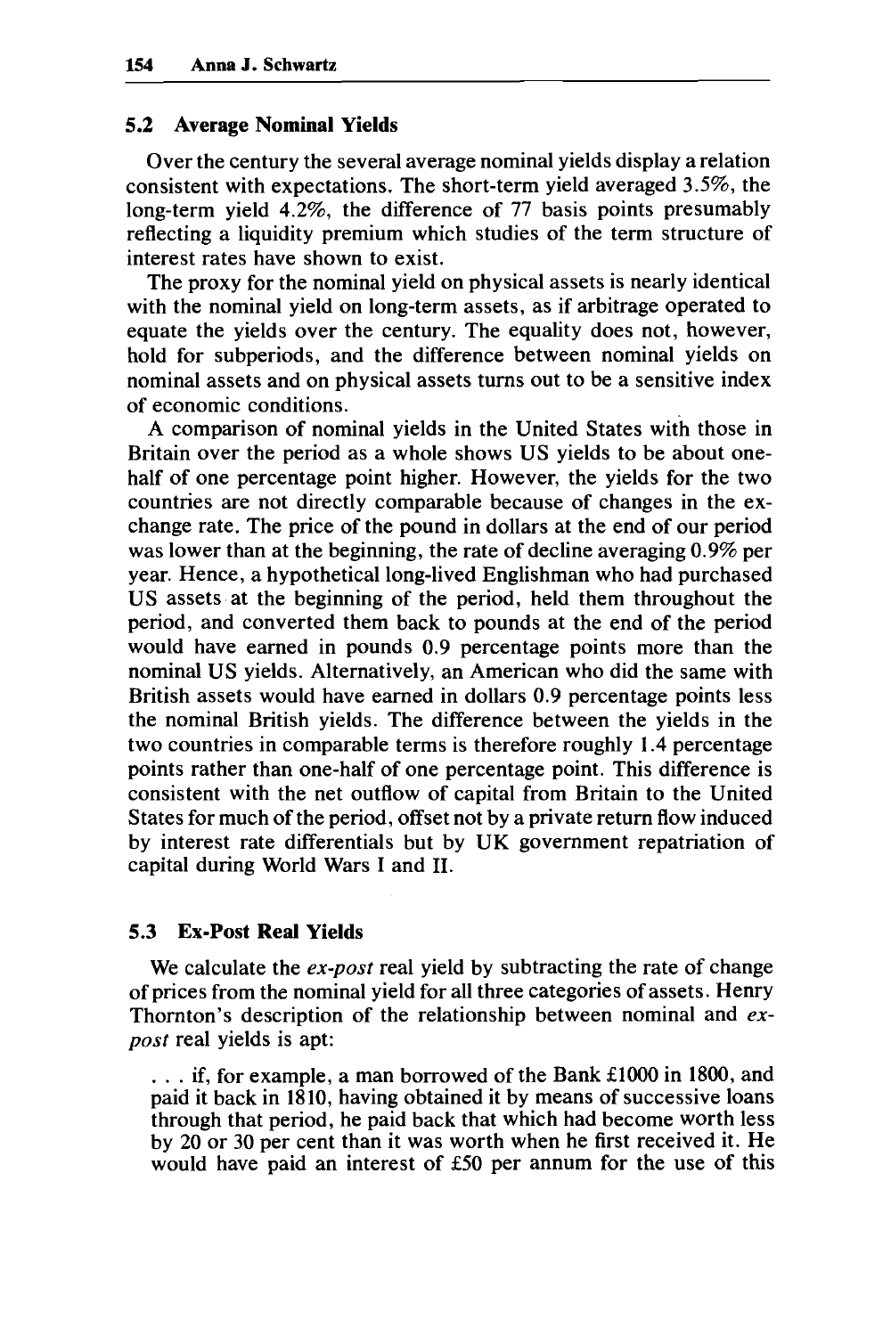## 5.2 Average Nominal Yields

Over the century the several average nominal yields display a relation consistent with expectations. The short-term yield averaged 3.5%, the long-term yield 4.2%, the difference of 77 basis points presumably reflecting a liquidity premium which studies of the term structure of interest rates have shown to exist.

The proxy for the nominal yield on physical assets is nearly identical with the nominal yield on long-term assets, as if arbitrage operated to equate the yields over the century. The equality does not, however, hold for subperiods, and the difference between nominal yields on nominal assets and on physical assets turns out to be a sensitive index of economic conditions.

A comparison of nominal yields in the United States with those in Britain over the period as a whole shows US yields to be about one-half of one percentage point higher. However, the yields for the two countries are not directly comparable because of changes in the exchange rate. The price of the pound in dollars at the end of our period was lower than at the beginning, the rate of decline averaging 0.9% per year. Hence, a hypothetical long-lived Englishman who had purchased US assets at the beginning of the period, held them throughout the period, and converted them back to pounds at the end of the period would have earned in pounds 0.9 percentage points more than the nominal US yields. Alternatively, an American who did the same with British assets would have earned in dollars 0.9 percentage points less the nominal British yields. The difference between the yields in the two countries in comparable terms is therefore roughly 1.4 percentage points rather than one-half of one percentage point. This difference is consistent with the net outflow of capital from Britain to the United States for much of the period, offset not by a private return flow induced by interest rate differentials but by UK government repatriation of capital during World Wars I and II.

## 5.3 Ex-Post Real Yields

We calculate the *ex-post* real yield by subtracting the rate of change of prices from the nominal yield for all three categories of assets. Henry Thornton's description of the relationship between nominal and *ex-post* real yields is apt:

> . . . if, for example, a man borrowed of the Bank £1000 in 1800, and paid it back in 1810, having obtained it by means of successive loans through that period, he paid back that which had become worth less by 20 or 30 per cent than it was worth when he first received it. He would have paid an interest of £50 per annum for the use of this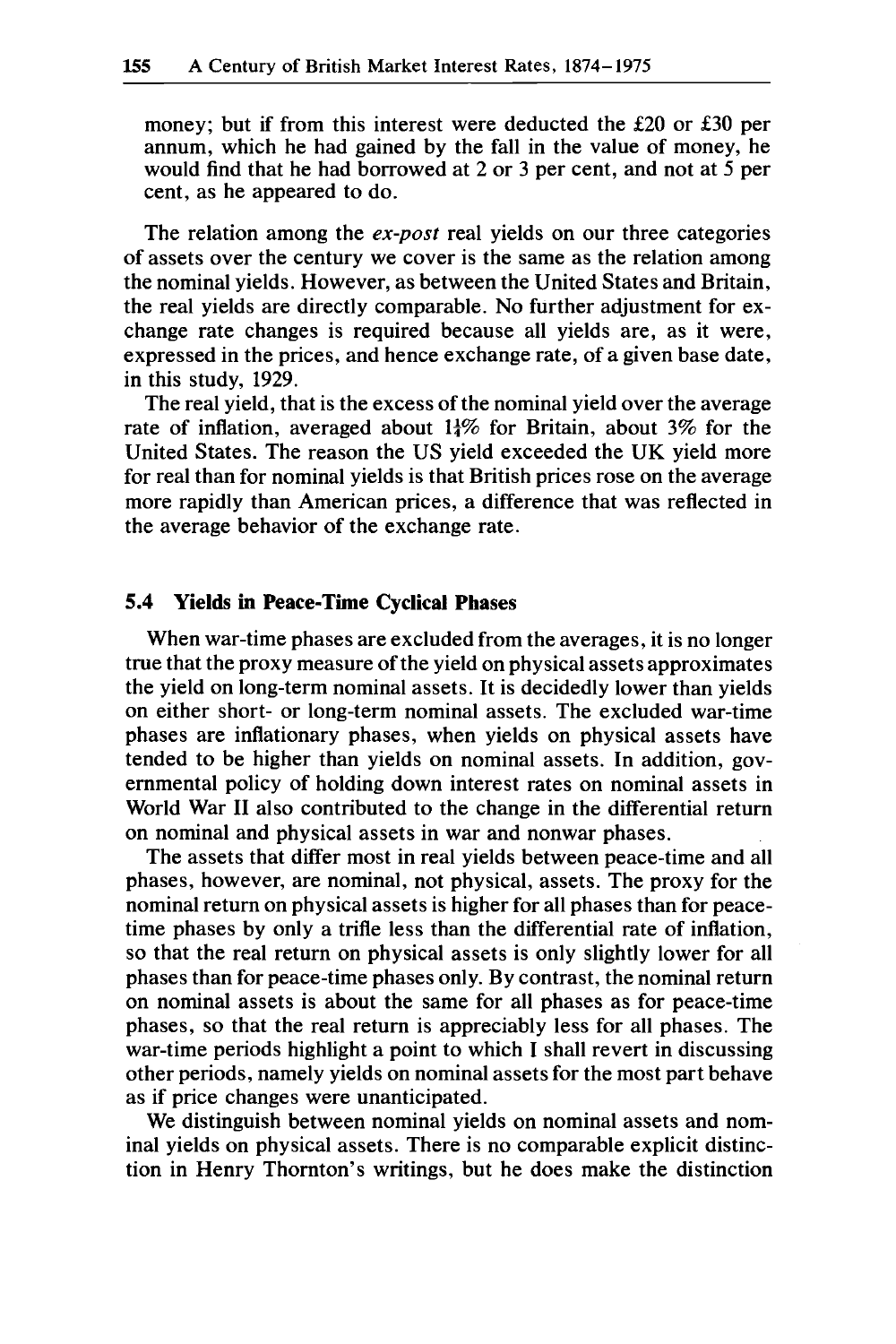money; but if from this interest were deducted the £20 or £30 per annum, which he had gained by the fall in the value of money, he would find that he had borrowed at 2 or 3 per cent, and not at 5 per cent, as he appeared to do.

The relation among the *ex-post* real yields on our three categories of assets over the century we cover is the same as the relation among the nominal yields. However, as between the United States and Britain, the real yields are directly comparable. No further adjustment for exchange rate changes is required because all yields are, as it were, expressed in the prices, and hence exchange rate, of a given base date, in this study, 1929.

The real yield, that is the excess of the nominal yield over the average rate of inflation, averaged about 1¾% for Britain, about 3% for the United States. The reason the US yield exceeded the UK yield more for real than for nominal yields is that British prices rose on the average more rapidly than American prices, a difference that was reflected in the average behavior of the exchange rate.

### 5.4 Yields in Peace-Time Cyclical Phases

When war-time phases are excluded from the averages, it is no longer true that the proxy measure of the yield on physical assets approximates the yield on long-term nominal assets. It is decidedly lower than yields on either short- or long-term nominal assets. The excluded war-time phases are inflationary phases, when yields on physical assets have tended to be higher than yields on nominal assets. In addition, governmental policy of holding down interest rates on nominal assets in World War II also contributed to the change in the differential return on nominal and physical assets in war and nonwar phases.

The assets that differ most in real yields between peace-time and all phases, however, are nominal, not physical, assets. The proxy for the nominal return on physical assets is higher for all phases than for peace-time phases by only a trifle less than the differential rate of inflation, so that the real return on physical assets is only slightly lower for all phases than for peace-time phases only. By contrast, the nominal return on nominal assets is about the same for all phases as for peace-time phases, so that the real return is appreciably less for all phases. The war-time periods highlight a point to which I shall revert in discussing other periods, namely yields on nominal assets for the most part behave as if price changes were unanticipated.

We distinguish between nominal yields on nominal assets and nominal yields on physical assets. There is no comparable explicit distinction in Henry Thornton's writings, but he does make the distinction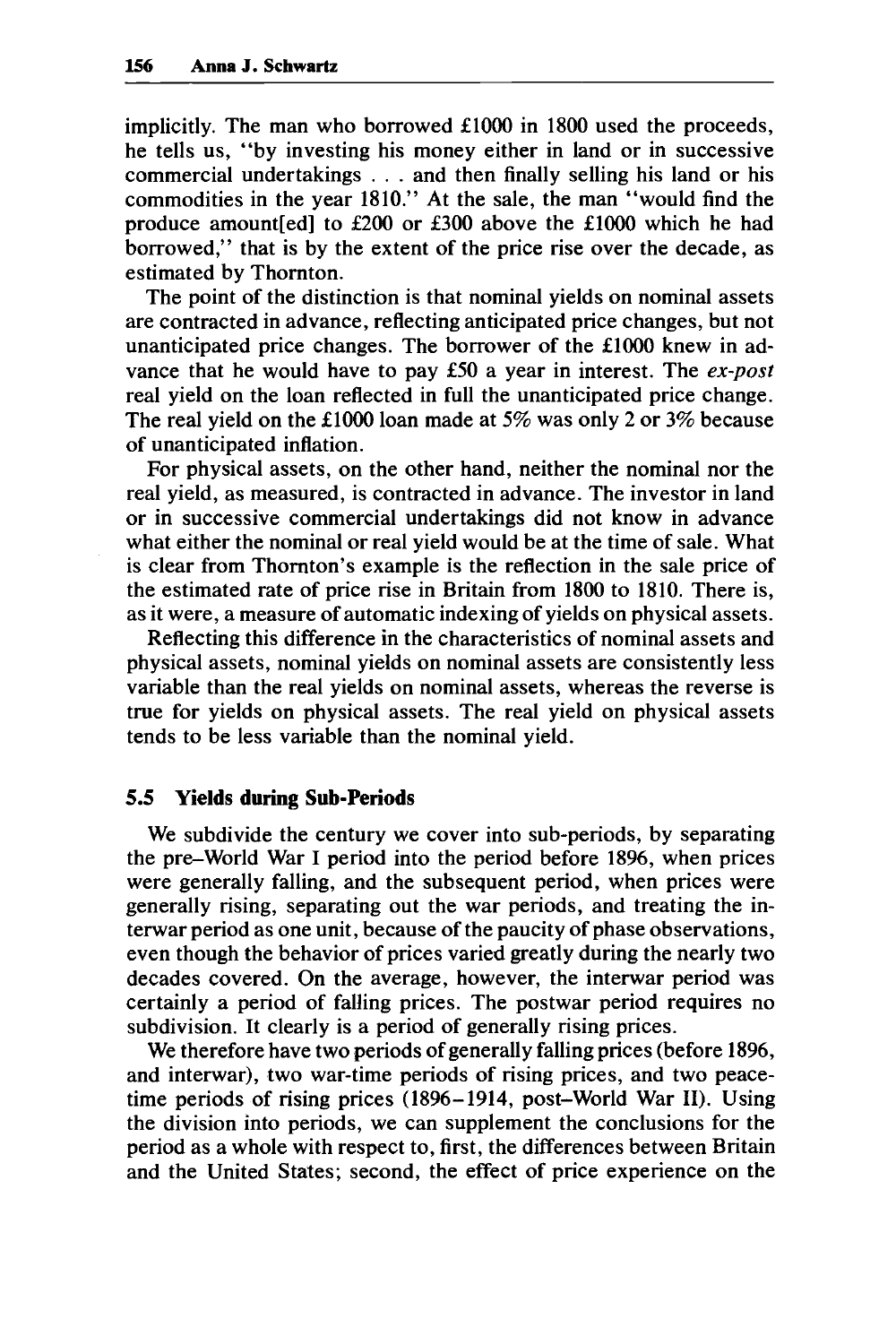implicitly. The man who borrowed £1000 in 1800 used the proceeds, he tells us, "by investing his money either in land or in successive commercial undertakings . . . and then finally selling his land or his commodities in the year 1810." At the sale, the man "would find the produce amount[ed] to £200 or £300 above the £1000 which he had borrowed," that is by the extent of the price rise over the decade, as estimated by Thornton.

The point of the distinction is that nominal yields on nominal assets are contracted in advance, reflecting anticipated price changes, but not unanticipated price changes. The borrower of the £1000 knew in advance that he would have to pay £50 a year in interest. The *ex-post* real yield on the loan reflected in full the unanticipated price change. The real yield on the £1000 loan made at 5% was only 2 or 3% because of unanticipated inflation.

For physical assets, on the other hand, neither the nominal nor the real yield, as measured, is contracted in advance. The investor in land or in successive commercial undertakings did not know in advance what either the nominal or real yield would be at the time of sale. What is clear from Thornton's example is the reflection in the sale price of the estimated rate of price rise in Britain from 1800 to 1810. There is, as it were, a measure of automatic indexing of yields on physical assets.

Reflecting this difference in the characteristics of nominal assets and physical assets, nominal yields on nominal assets are consistently less variable than the real yields on nominal assets, whereas the reverse is true for yields on physical assets. The real yield on physical assets tends to be less variable than the nominal yield.

### 5.5 Yields during Sub-Periods

We subdivide the century we cover into sub-periods, by separating the pre–World War I period into the period before 1896, when prices were generally falling, and the subsequent period, when prices were generally rising, separating out the war periods, and treating the interwar period as one unit, because of the paucity of phase observations, even though the behavior of prices varied greatly during the nearly two decades covered. On the average, however, the interwar period was certainly a period of falling prices. The postwar period requires no subdivision. It clearly is a period of generally rising prices.

We therefore have two periods of generally falling prices (before 1896, and interwar), two war-time periods of rising prices, and two peacetime periods of rising prices (1896–1914, post–World War II). Using the division into periods, we can supplement the conclusions for the period as a whole with respect to, first, the differences between Britain and the United States; second, the effect of price experience on the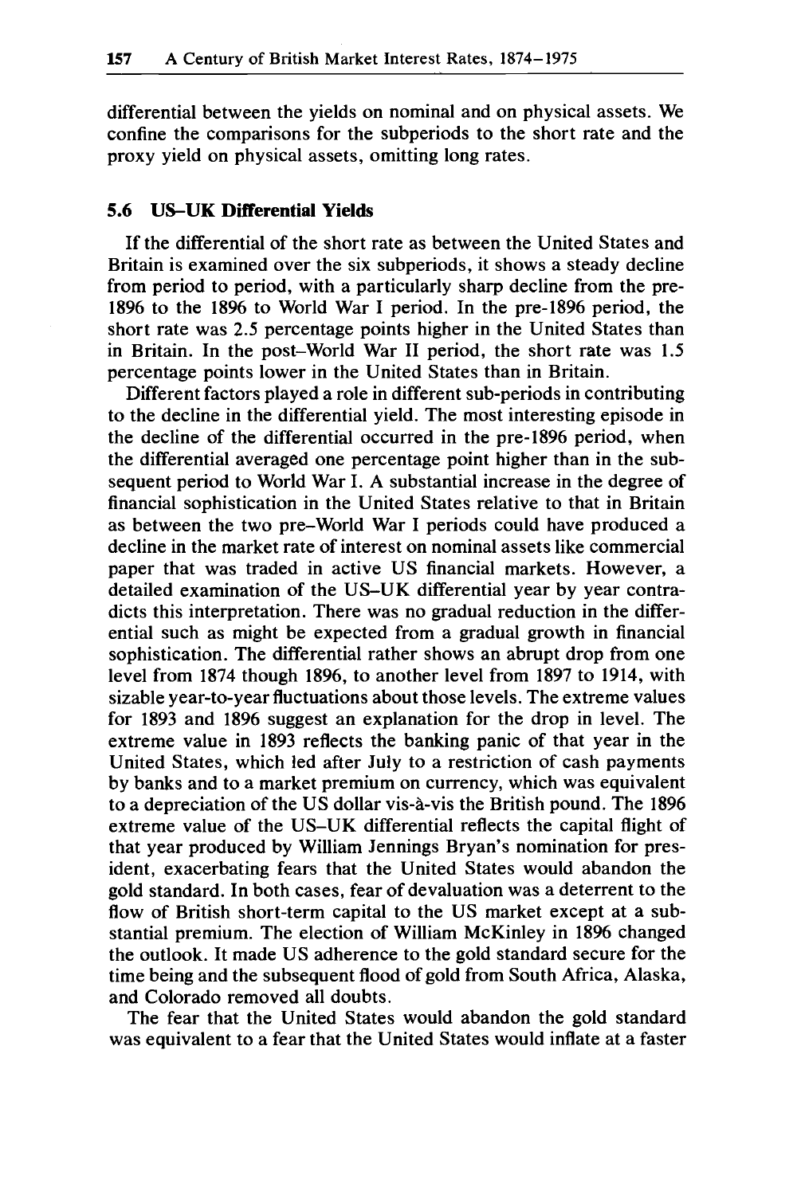differential between the yields on nominal and on physical assets. We confine the comparisons for the subperiods to the short rate and the proxy yield on physical assets, omitting long rates.

### 5.6 US–UK Differential Yields

If the differential of the short rate as between the United States and Britain is examined over the six subperiods, it shows a steady decline from period to period, with a particularly sharp decline from the pre-1896 to the 1896 to World War I period. In the pre-1896 period, the short rate was 2.5 percentage points higher in the United States than in Britain. In the post–World War II period, the short rate was 1.5 percentage points lower in the United States than in Britain.

Different factors played a role in different sub-periods in contributing to the decline in the differential yield. The most interesting episode in the decline of the differential occurred in the pre-1896 period, when the differential averaged one percentage point higher than in the subsequent period to World War I. A substantial increase in the degree of financial sophistication in the United States relative to that in Britain as between the two pre–World War I periods could have produced a decline in the market rate of interest on nominal assets like commercial paper that was traded in active US financial markets. However, a detailed examination of the US–UK differential year by year contradicts this interpretation. There was no gradual reduction in the differential such as might be expected from a gradual growth in financial sophistication. The differential rather shows an abrupt drop from one level from 1874 though 1896, to another level from 1897 to 1914, with sizable year-to-year fluctuations about those levels. The extreme values for 1893 and 1896 suggest an explanation for the drop in level. The extreme value in 1893 reflects the banking panic of that year in the United States, which led after July to a restriction of cash payments by banks and to a market premium on currency, which was equivalent to a depreciation of the US dollar vis-à-vis the British pound. The 1896 extreme value of the US–UK differential reflects the capital flight of that year produced by William Jennings Bryan's nomination for president, exacerbating fears that the United States would abandon the gold standard. In both cases, fear of devaluation was a deterrent to the flow of British short-term capital to the US market except at a substantial premium. The election of William McKinley in 1896 changed the outlook. It made US adherence to the gold standard secure for the time being and the subsequent flood of gold from South Africa, Alaska, and Colorado removed all doubts.

The fear that the United States would abandon the gold standard was equivalent to a fear that the United States would inflate at a faster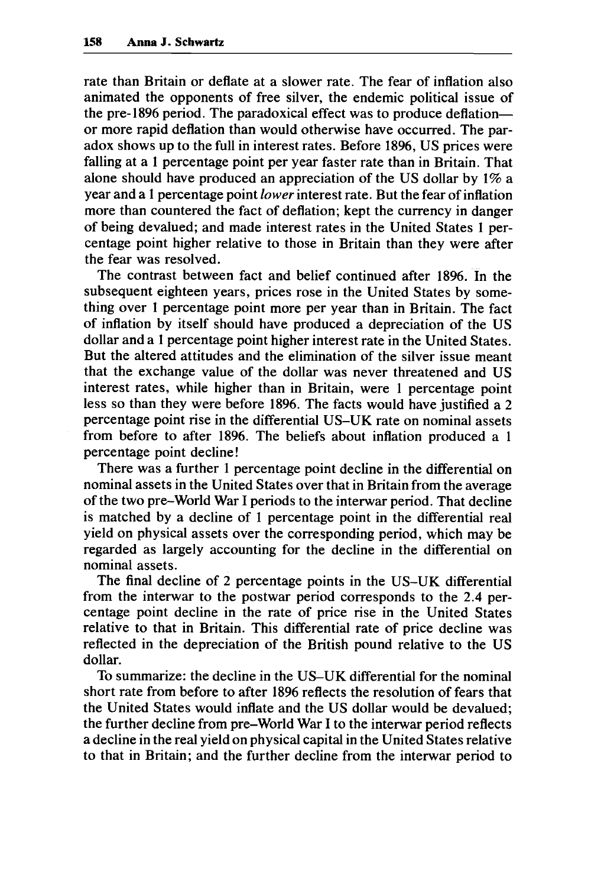rate than Britain or deflate at a slower rate. The fear of inflation also animated the opponents of free silver, the endemic political issue of the pre-1896 period. The paradoxical effect was to produce deflation—or more rapid deflation than would otherwise have occurred. The paradox shows up to the full in interest rates. Before 1896, US prices were falling at a 1 percentage point per year faster rate than in Britain. That alone should have produced an appreciation of the US dollar by 1% a year and a 1 percentage point *lower* interest rate. But the fear of inflation more than countered the fact of deflation; kept the currency in danger of being devalued; and made interest rates in the United States 1 percentage point higher relative to those in Britain than they were after the fear was resolved.

The contrast between fact and belief continued after 1896. In the subsequent eighteen years, prices rose in the United States by something over 1 percentage point more per year than in Britain. The fact of inflation by itself should have produced a depreciation of the US dollar and a 1 percentage point higher interest rate in the United States. But the altered attitudes and the elimination of the silver issue meant that the exchange value of the dollar was never threatened and US interest rates, while higher than in Britain, were 1 percentage point less so than they were before 1896. The facts would have justified a 2 percentage point rise in the differential US–UK rate on nominal assets from before to after 1896. The beliefs about inflation produced a 1 percentage point decline!

There was a further 1 percentage point decline in the differential on nominal assets in the United States over that in Britain from the average of the two pre–World War I periods to the interwar period. That decline is matched by a decline of 1 percentage point in the differential real yield on physical assets over the corresponding period, which may be regarded as largely accounting for the decline in the differential on nominal assets.

The final decline of 2 percentage points in the US–UK differential from the interwar to the postwar period corresponds to the 2.4 percentage point decline in the rate of price rise in the United States relative to that in Britain. This differential rate of price decline was reflected in the depreciation of the British pound relative to the US dollar.

To summarize: the decline in the US–UK differential for the nominal short rate from before to after 1896 reflects the resolution of fears that the United States would inflate and the US dollar would be devalued; the further decline from pre–World War I to the interwar period reflects a decline in the real yield on physical capital in the United States relative to that in Britain; and the further decline from the interwar period to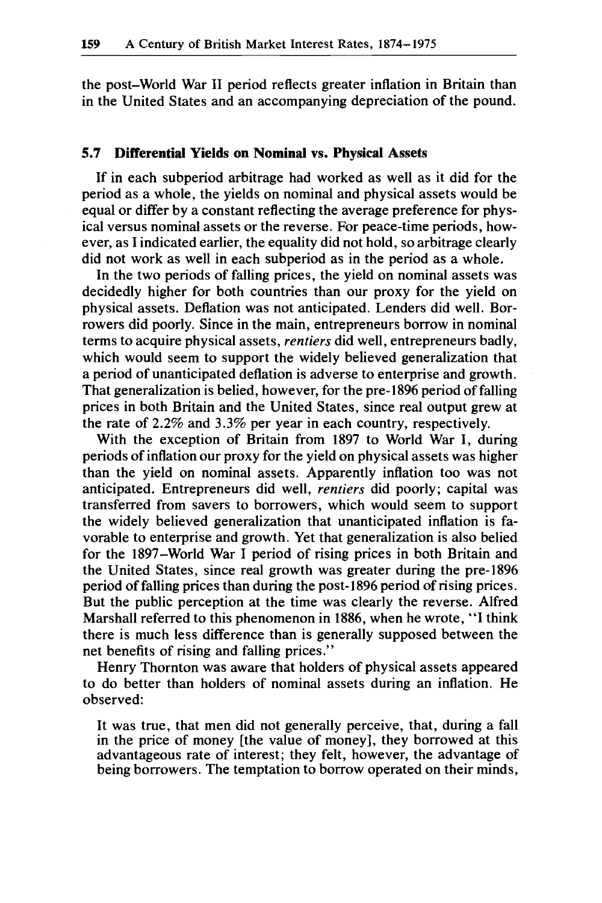the post-World War II period reflects greater inflation in Britain than in the United States and an accompanying depreciation of the pound.

### 5.7 Differential Yields on Nominal vs. Physical Assets

If in each subperiod arbitrage had worked as well as it did for the period as a whole, the yields on nominal and physical assets would be equal or differ by a constant reflecting the average preference for physical versus nominal assets or the reverse. For peace-time periods, however, as I indicated earlier, the equality did not hold, so arbitrage clearly did not work as well in each subperiod as in the period as a whole.

In the two periods of falling prices, the yield on nominal assets was decidedly higher for both countries than our proxy for the yield on physical assets. Deflation was not anticipated. Lenders did well. Borrowers did poorly. Since in the main, entrepreneurs borrow in nominal terms to acquire physical assets, *rentiers* did well, entrepreneurs badly, which would seem to support the widely believed generalization that a period of unanticipated deflation is adverse to enterprise and growth. That generalization is belied, however, for the pre-1896 period of falling prices in both Britain and the United States, since real output grew at the rate of 2.2% and 3.3% per year in each country, respectively.

With the exception of Britain from 1897 to World War I, during periods of inflation our proxy for the yield on physical assets was higher than the yield on nominal assets. Apparently inflation too was not anticipated. Entrepreneurs did well, *rentiers* did poorly; capital was transferred from savers to borrowers, which would seem to support the widely believed generalization that unanticipated inflation is favorable to enterprise and growth. Yet that generalization is also belied for the 1897–World War I period of rising prices in both Britain and the United States, since real growth was greater during the pre-1896 period of falling prices than during the post-1896 period of rising prices. But the public perception at the time was clearly the reverse. Alfred Marshall referred to this phenomenon in 1886, when he wrote, "I think there is much less difference than is generally supposed between the net benefits of rising and falling prices."

Henry Thornton was aware that holders of physical assets appeared to do better than holders of nominal assets during an inflation. He observed:

> It was true, that men did not generally perceive, that, during a fall in the price of money [the value of money], they borrowed at this advantageous rate of interest; they felt, however, the advantage of being borrowers. The temptation to borrow operated on their minds,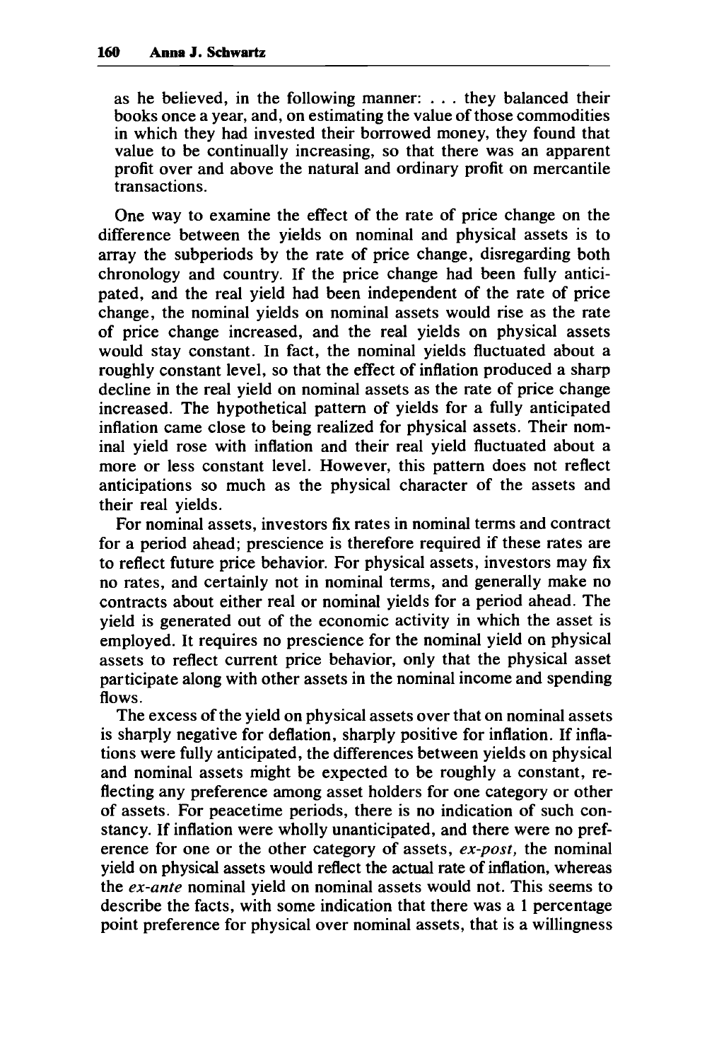as he believed, in the following manner: . . . they balanced their books once a year, and, on estimating the value of those commodities in which they had invested their borrowed money, they found that value to be continually increasing, so that there was an apparent profit over and above the natural and ordinary profit on mercantile transactions.

One way to examine the effect of the rate of price change on the difference between the yields on nominal and physical assets is to array the subperiods by the rate of price change, disregarding both chronology and country. If the price change had been fully anticipated, and the real yield had been independent of the rate of price change, the nominal yields on nominal assets would rise as the rate of price change increased, and the real yields on physical assets would stay constant. In fact, the nominal yields fluctuated about a roughly constant level, so that the effect of inflation produced a sharp decline in the real yield on nominal assets as the rate of price change increased. The hypothetical pattern of yields for a fully anticipated inflation came close to being realized for physical assets. Their nominal yield rose with inflation and their real yield fluctuated about a more or less constant level. However, this pattern does not reflect anticipations so much as the physical character of the assets and their real yields.

For nominal assets, investors fix rates in nominal terms and contract for a period ahead; prescience is therefore required if these rates are to reflect future price behavior. For physical assets, investors may fix no rates, and certainly not in nominal terms, and generally make no contracts about either real or nominal yields for a period ahead. The yield is generated out of the economic activity in which the asset is employed. It requires no prescience for the nominal yield on physical assets to reflect current price behavior, only that the physical asset participate along with other assets in the nominal income and spending flows.

The excess of the yield on physical assets over that on nominal assets is sharply negative for deflation, sharply positive for inflation. If inflations were fully anticipated, the differences between yields on physical and nominal assets might be expected to be roughly a constant, reflecting any preference among asset holders for one category or other of assets. For peacetime periods, there is no indication of such constancy. If inflation were wholly unanticipated, and there were no preference for one or the other category of assets, *ex-post,* the nominal yield on physical assets would reflect the actual rate of inflation, whereas the *ex-ante* nominal yield on nominal assets would not. This seems to describe the facts, with some indication that there was a 1 percentage point preference for physical over nominal assets, that is a willingness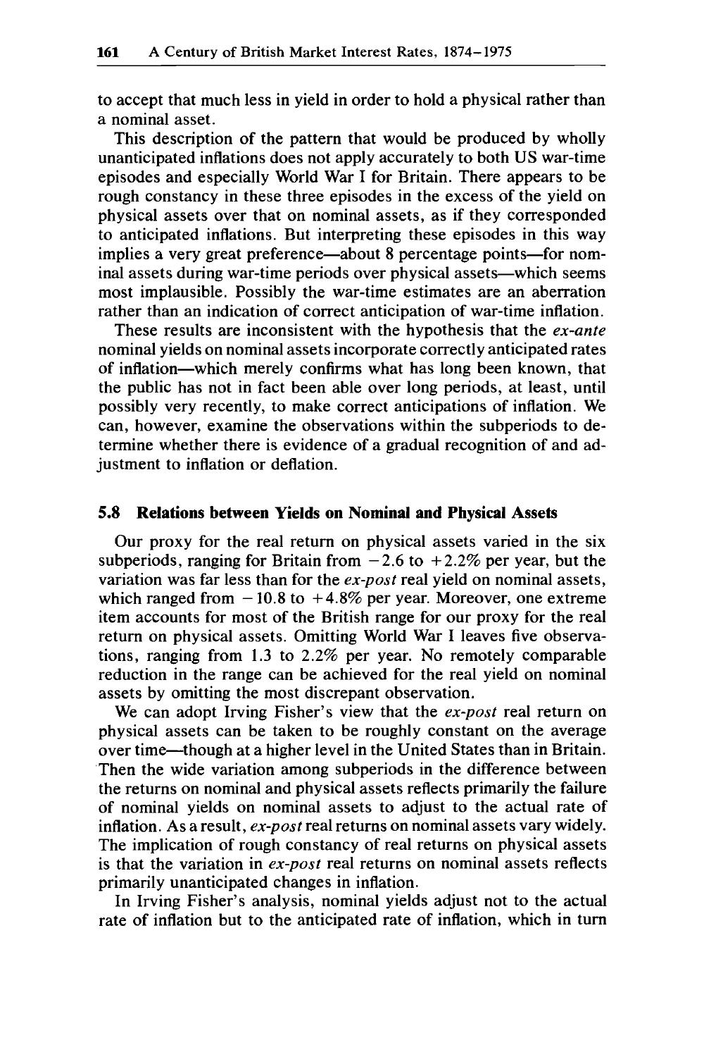to accept that much less in yield in order to hold a physical rather than a nominal asset.

This description of the pattern that would be produced by wholly unanticipated inflations does not apply accurately to both US war-time episodes and especially World War I for Britain. There appears to be rough constancy in these three episodes in the excess of the yield on physical assets over that on nominal assets, as if they corresponded to anticipated inflations. But interpreting these episodes in this way implies a very great preference—about 8 percentage points—for nominal assets during war-time periods over physical assets—which seems most implausible. Possibly the war-time estimates are an aberration rather than an indication of correct anticipation of war-time inflation.

These results are inconsistent with the hypothesis that the *ex-ante* nominal yields on nominal assets incorporate correctly anticipated rates of inflation—which merely confirms what has long been known, that the public has not in fact been able over long periods, at least, until possibly very recently, to make correct anticipations of inflation. We can, however, examine the observations within the subperiods to determine whether there is evidence of a gradual recognition of and adjustment to inflation or deflation.

## 5.8 Relations between Yields on Nominal and Physical Assets

Our proxy for the real return on physical assets varied in the six subperiods, ranging for Britain from −2.6 to +2.2% per year, but the variation was far less than for the *ex-post* real yield on nominal assets, which ranged from −10.8 to +4.8% per year. Moreover, one extreme item accounts for most of the British range for our proxy for the real return on physical assets. Omitting World War I leaves five observations, ranging from 1.3 to 2.2% per year. No remotely comparable reduction in the range can be achieved for the real yield on nominal assets by omitting the most discrepant observation.

We can adopt Irving Fisher's view that the *ex-post* real return on physical assets can be taken to be roughly constant on the average over time—though at a higher level in the United States than in Britain. Then the wide variation among subperiods in the difference between the returns on nominal and physical assets reflects primarily the failure of nominal yields on nominal assets to adjust to the actual rate of inflation. As a result, *ex-post* real returns on nominal assets vary widely. The implication of rough constancy of real returns on physical assets is that the variation in *ex-post* real returns on nominal assets reflects primarily unanticipated changes in inflation.

In Irving Fisher's analysis, nominal yields adjust not to the actual rate of inflation but to the anticipated rate of inflation, which in turn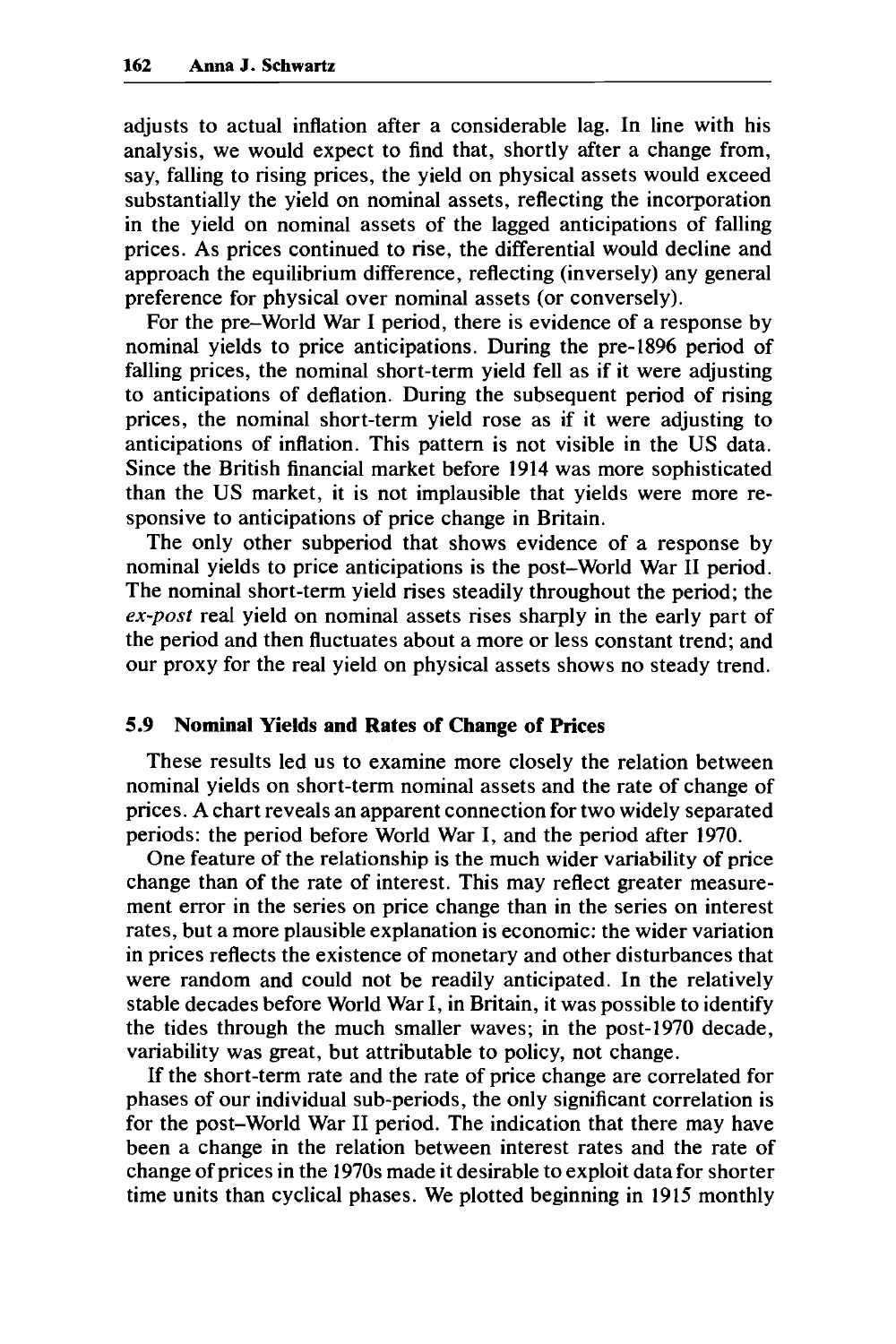adjusts to actual inflation after a considerable lag. In line with his analysis, we would expect to find that, shortly after a change from, say, falling to rising prices, the yield on physical assets would exceed substantially the yield on nominal assets, reflecting the incorporation in the yield on nominal assets of the lagged anticipations of falling prices. As prices continued to rise, the differential would decline and approach the equilibrium difference, reflecting (inversely) any general preference for physical over nominal assets (or conversely).

For the pre–World War I period, there is evidence of a response by nominal yields to price anticipations. During the pre-1896 period of falling prices, the nominal short-term yield fell as if it were adjusting to anticipations of deflation. During the subsequent period of rising prices, the nominal short-term yield rose as if it were adjusting to anticipations of inflation. This pattern is not visible in the US data. Since the British financial market before 1914 was more sophisticated than the US market, it is not implausible that yields were more responsive to anticipations of price change in Britain.

The only other subperiod that shows evidence of a response by nominal yields to price anticipations is the post–World War II period. The nominal short-term yield rises steadily throughout the period; the *ex-post* real yield on nominal assets rises sharply in the early part of the period and then fluctuates about a more or less constant trend; and our proxy for the real yield on physical assets shows no steady trend.

### 5.9 Nominal Yields and Rates of Change of Prices

These results led us to examine more closely the relation between nominal yields on short-term nominal assets and the rate of change of prices. A chart reveals an apparent connection for two widely separated periods: the period before World War I, and the period after 1970.

One feature of the relationship is the much wider variability of price change than of the rate of interest. This may reflect greater measurement error in the series on price change than in the series on interest rates, but a more plausible explanation is economic: the wider variation in prices reflects the existence of monetary and other disturbances that were random and could not be readily anticipated. In the relatively stable decades before World War I, in Britain, it was possible to identify the tides through the much smaller waves; in the post-1970 decade, variability was great, but attributable to policy, not change.

If the short-term rate and the rate of price change are correlated for phases of our individual sub-periods, the only significant correlation is for the post–World War II period. The indication that there may have been a change in the relation between interest rates and the rate of change of prices in the 1970s made it desirable to exploit data for shorter time units than cyclical phases. We plotted beginning in 1915 monthly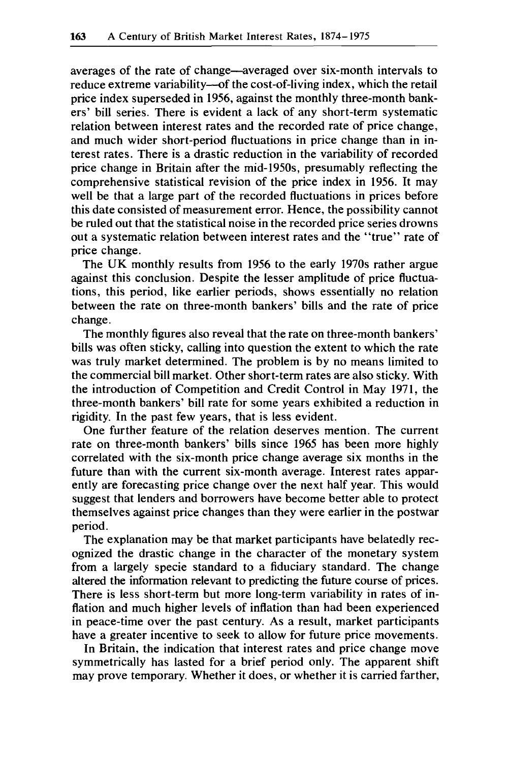averages of the rate of change—averaged over six-month intervals to reduce extreme variability—of the cost-of-living index, which the retail price index superseded in 1956, against the monthly three-month bankers' bill series. There is evident a lack of any short-term systematic relation between interest rates and the recorded rate of price change, and much wider short-period fluctuations in price change than in interest rates. There is a drastic reduction in the variability of recorded price change in Britain after the mid-1950s, presumably reflecting the comprehensive statistical revision of the price index in 1956. It may well be that a large part of the recorded fluctuations in prices before this date consisted of measurement error. Hence, the possibility cannot be ruled out that the statistical noise in the recorded price series drowns out a systematic relation between interest rates and the "true" rate of price change.

The UK monthly results from 1956 to the early 1970s rather argue against this conclusion. Despite the lesser amplitude of price fluctuations, this period, like earlier periods, shows essentially no relation between the rate on three-month bankers' bills and the rate of price change.

The monthly figures also reveal that the rate on three-month bankers' bills was often sticky, calling into question the extent to which the rate was truly market determined. The problem is by no means limited to the commercial bill market. Other short-term rates are also sticky. With the introduction of Competition and Credit Control in May 1971, the three-month bankers' bill rate for some years exhibited a reduction in rigidity. In the past few years, that is less evident.

One further feature of the relation deserves mention. The current rate on three-month bankers' bills since 1965 has been more highly correlated with the six-month price change average six months in the future than with the current six-month average. Interest rates apparently are forecasting price change over the next half year. This would suggest that lenders and borrowers have become better able to protect themselves against price changes than they were earlier in the postwar period.

The explanation may be that market participants have belatedly recognized the drastic change in the character of the monetary system from a largely specie standard to a fiduciary standard. The change altered the information relevant to predicting the future course of prices. There is less short-term but more long-term variability in rates of inflation and much higher levels of inflation than had been experienced in peace-time over the past century. As a result, market participants have a greater incentive to seek to allow for future price movements.

In Britain, the indication that interest rates and price change move symmetrically has lasted for a brief period only. The apparent shift may prove temporary. Whether it does, or whether it is carried farther,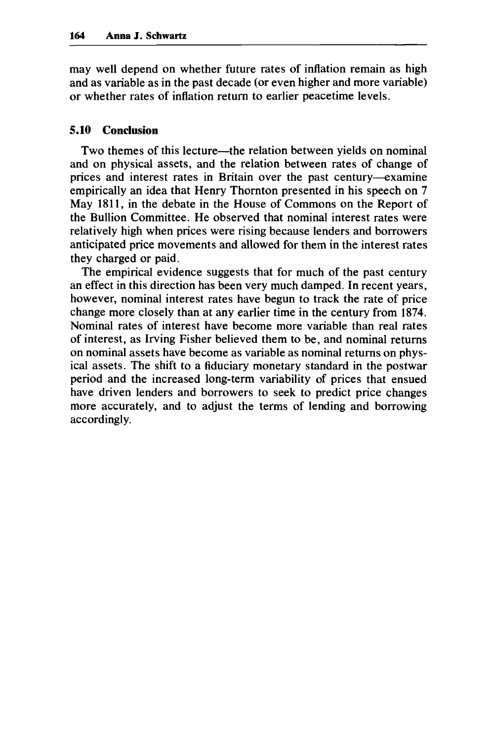may well depend on whether future rates of inflation remain as high and as variable as in the past decade (or even higher and more variable) or whether rates of inflation return to earlier peacetime levels.

### 5.10 Conclusion

Two themes of this lecture—the relation between yields on nominal and on physical assets, and the relation between rates of change of prices and interest rates in Britain over the past century—examine empirically an idea that Henry Thornton presented in his speech on 7 May 1811, in the debate in the House of Commons on the Report of the Bullion Committee. He observed that nominal interest rates were relatively high when prices were rising because lenders and borrowers anticipated price movements and allowed for them in the interest rates they charged or paid.

The empirical evidence suggests that for much of the past century an effect in this direction has been very much damped. In recent years, however, nominal interest rates have begun to track the rate of price change more closely than at any earlier time in the century from 1874. Nominal rates of interest have become more variable than real rates of interest, as Irving Fisher believed them to be, and nominal returns on nominal assets have become as variable as nominal returns on physical assets. The shift to a fiduciary monetary standard in the postwar period and the increased long-term variability of prices that ensued have driven lenders and borrowers to seek to predict price changes more accurately, and to adjust the terms of lending and borrowing accordingly.